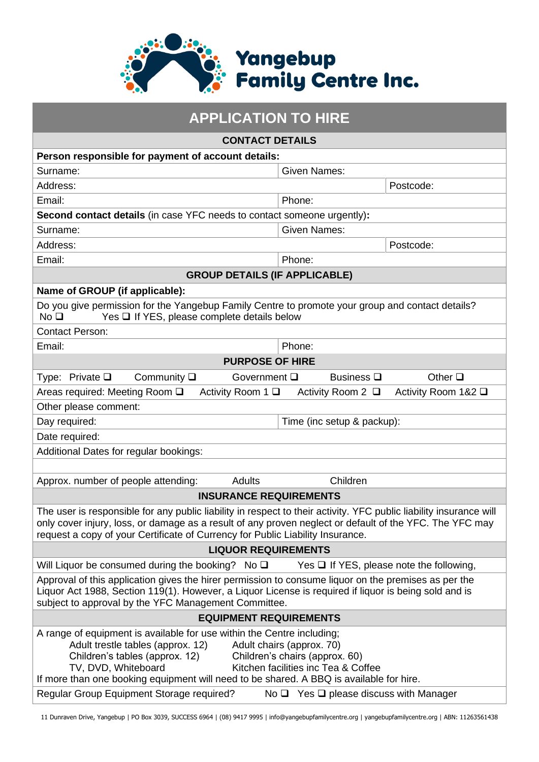# Yangebup Family Centre Inc.

## APPLICATION TO HIRE

### CONTACT DETAILS

**Person responsible for payment of account details:**

| | | |
|---|---|---|
| Surname: | Given Names: | |
| Address: | | Postcode: |
| Email: | Phone: | |

**Second contact details** (in case YFC needs to contact someone urgently)**:**

| | | |
|---|---|---|
| Surname: | Given Names: | |
| Address: | | Postcode: |
| Email: | Phone: | |

### GROUP DETAILS (IF APPLICABLE)

**Name of GROUP (if applicable):**

Do you give permission for the Yangebup Family Centre to promote your group and contact details?
No ❑ Yes ❑ If YES, please complete details below

Contact Person:

| | |
|---|---|
| Email: | Phone: |

### PURPOSE OF HIRE

Type: Private ❑ Community ❑ Government ❑ Business ❑ Other ❑

Areas required: Meeting Room ❑ Activity Room 1 ❑ Activity Room 2 ❑ Activity Room 1&2 ❑

Other please comment:

| | |
|---|---|
| Day required: | Time (inc setup & packup): |

Date required:

Additional Dates for regular bookings:

Approx. number of people attending: Adults Children

### INSURANCE REQUIREMENTS

The user is responsible for any public liability in respect to their activity. YFC public liability insurance will only cover injury, loss, or damage as a result of any proven neglect or default of the YFC. The YFC may request a copy of your Certificate of Currency for Public Liability Insurance.

### LIQUOR REQUIREMENTS

Will Liquor be consumed during the booking? No ❑ Yes ❑ If YES, please note the following,

Approval of this application gives the hirer permission to consume liquor on the premises as per the Liquor Act 1988, Section 119(1). However, a Liquor License is required if liquor is being sold and is subject to approval by the YFC Management Committee.

### EQUIPMENT REQUIREMENTS

A range of equipment is available for use within the Centre including;

| | |
|---|---|
| Adult trestle tables (approx. 12) | Adult chairs (approx. 70) |
| Children's tables (approx. 12) | Children's chairs (approx. 60) |
| TV, DVD, Whiteboard | Kitchen facilities inc Tea & Coffee |

If more than one booking equipment will need to be shared. A BBQ is available for hire.

Regular Group Equipment Storage required? No ❑ Yes ❑ please discuss with Manager

11 Dunraven Drive, Yangebup | PO Box 3039, SUCCESS 6964 | (08) 9417 9995 | info@yangebupfamilycentre.org | yangebupfamilycentre.org | ABN: 11263561438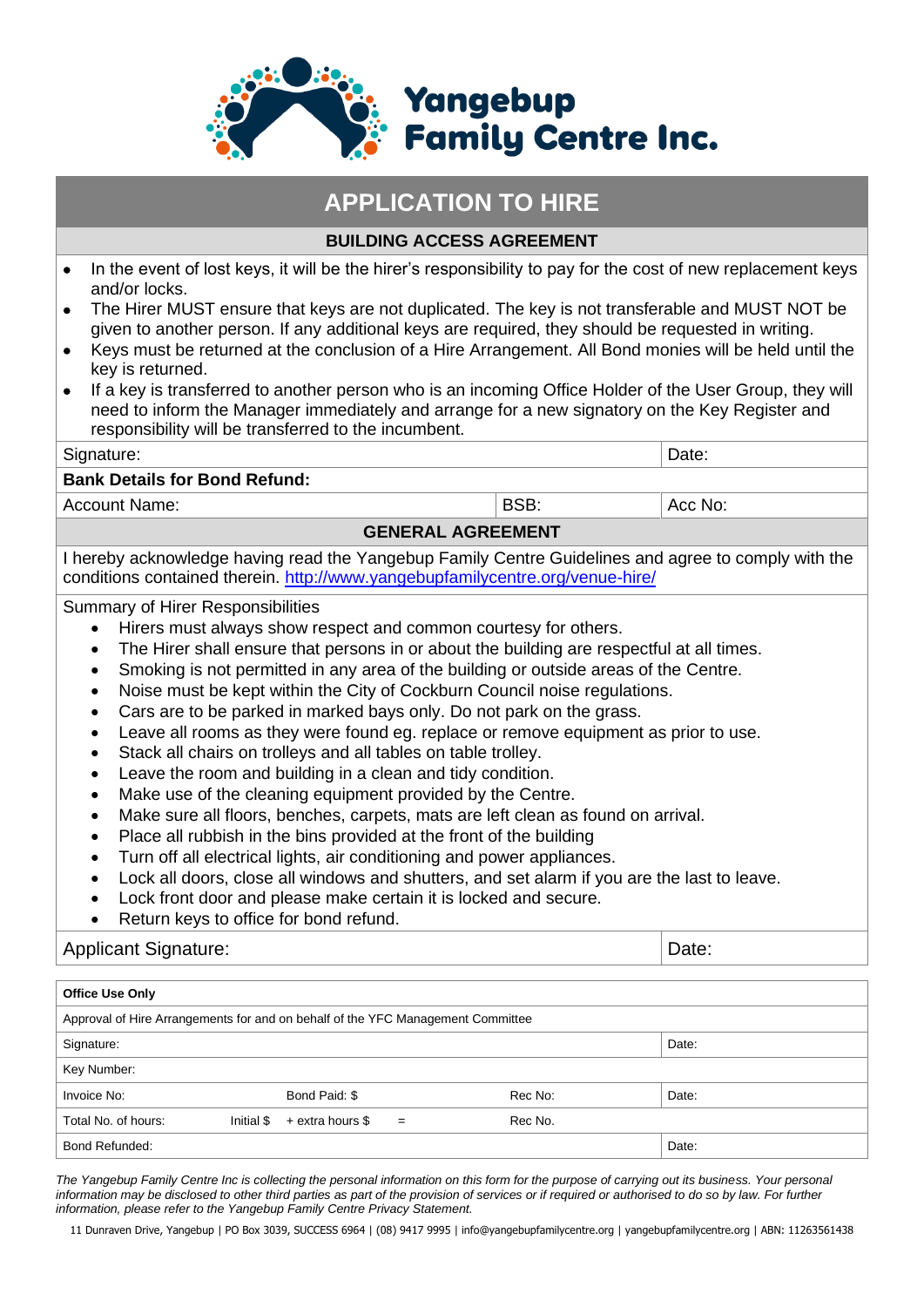Yangebup Family Centre Inc.

# APPLICATION TO HIRE

## BUILDING ACCESS AGREEMENT

- In the event of lost keys, it will be the hirer's responsibility to pay for the cost of new replacement keys and/or locks.
- The Hirer MUST ensure that keys are not duplicated. The key is not transferable and MUST NOT be given to another person. If any additional keys are required, they should be requested in writing.
- Keys must be returned at the conclusion of a Hire Arrangement. All Bond monies will be held until the key is returned.
- If a key is transferred to another person who is an incoming Office Holder of the User Group, they will need to inform the Manager immediately and arrange for a new signatory on the Key Register and responsibility will be transferred to the incumbent.

| | | |
|---|---|---|
| Signature: | | Date: |
| **Bank Details for Bond Refund:** | | |
| Account Name: | BSB: | Acc No: |

## GENERAL AGREEMENT

I hereby acknowledge having read the Yangebup Family Centre Guidelines and agree to comply with the conditions contained therein. http://www.yangebupfamilycentre.org/venue-hire/

Summary of Hirer Responsibilities

- Hirers must always show respect and common courtesy for others.
- The Hirer shall ensure that persons in or about the building are respectful at all times.
- Smoking is not permitted in any area of the building or outside areas of the Centre.
- Noise must be kept within the City of Cockburn Council noise regulations.
- Cars are to be parked in marked bays only. Do not park on the grass.
- Leave all rooms as they were found eg. replace or remove equipment as prior to use.
- Stack all chairs on trolleys and all tables on table trolley.
- Leave the room and building in a clean and tidy condition.
- Make use of the cleaning equipment provided by the Centre.
- Make sure all floors, benches, carpets, mats are left clean as found on arrival.
- Place all rubbish in the bins provided at the front of the building
- Turn off all electrical lights, air conditioning and power appliances.
- Lock all doors, close all windows and shutters, and set alarm if you are the last to leave.
- Lock front door and please make certain it is locked and secure.
- Return keys to office for bond refund.

| | |
|---|---|
| Applicant Signature: | Date: |

| | | | | | |
|---|---|---|---|---|---|
| **Office Use Only** | | | | | |
| Approval of Hire Arrangements for and on behalf of the YFC Management Committee | | | | | |
| Signature: | | | | | Date: |
| Key Number: | | | | | |
| Invoice No: | | Bond Paid: $ | | Rec No: | Date: |
| Total No. of hours: | Initial $ | + extra hours $ | = | Rec No. | |
| Bond Refunded: | | | | | Date: |

*The Yangebup Family Centre Inc is collecting the personal information on this form for the purpose of carrying out its business. Your personal information may be disclosed to other third parties as part of the provision of services or if required or authorised to do so by law. For further information, please refer to the Yangebup Family Centre Privacy Statement.*

11 Dunraven Drive, Yangebup | PO Box 3039, SUCCESS 6964 | (08) 9417 9995 | info@yangebupfamilycentre.org | yangebupfamilycentre.org | ABN: 11263561438